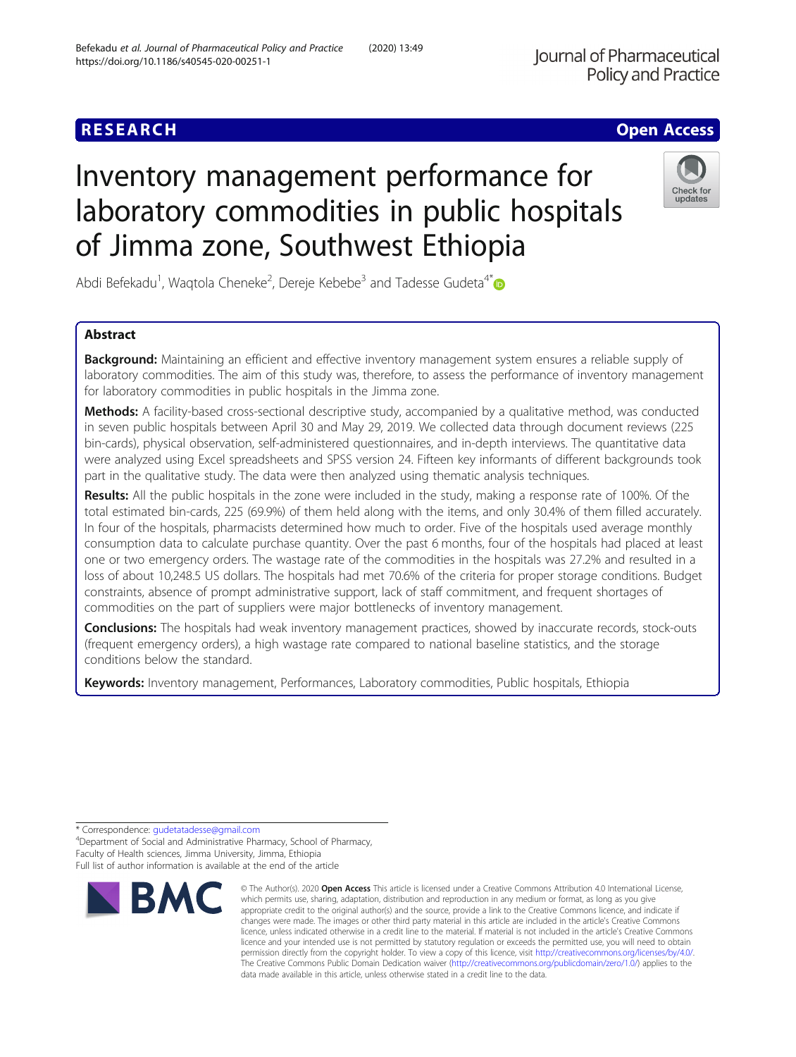RESEARCH Open Access

# Inventory management performance for laboratory commodities in public hospitals of Jimma zone, Southwest Ethiopia

Abdi Befekadu[1], Waqtola Cheneke[2], Dereje Kebebe[3] and Tadesse Gudeta[4*]

## Abstract

**Background:** Maintaining an efficient and effective inventory management system ensures a reliable supply of laboratory commodities. The aim of this study was, therefore, to assess the performance of inventory management for laboratory commodities in public hospitals in the Jimma zone.

**Methods:** A facility-based cross-sectional descriptive study, accompanied by a qualitative method, was conducted in seven public hospitals between April 30 and May 29, 2019. We collected data through document reviews (225 bin-cards), physical observation, self-administered questionnaires, and in-depth interviews. The quantitative data were analyzed using Excel spreadsheets and SPSS version 24. Fifteen key informants of different backgrounds took part in the qualitative study. The data were then analyzed using thematic analysis techniques.

**Results:** All the public hospitals in the zone were included in the study, making a response rate of 100%. Of the total estimated bin-cards, 225 (69.9%) of them held along with the items, and only 30.4% of them filled accurately. In four of the hospitals, pharmacists determined how much to order. Five of the hospitals used average monthly consumption data to calculate purchase quantity. Over the past 6 months, four of the hospitals had placed at least one or two emergency orders. The wastage rate of the commodities in the hospitals was 27.2% and resulted in a loss of about 10,248.5 US dollars. The hospitals had met 70.6% of the criteria for proper storage conditions. Budget constraints, absence of prompt administrative support, lack of staff commitment, and frequent shortages of commodities on the part of suppliers were major bottlenecks of inventory management.

**Conclusions:** The hospitals had weak inventory management practices, showed by inaccurate records, stock-outs (frequent emergency orders), a high wastage rate compared to national baseline statistics, and the storage conditions below the standard.

**Keywords:** Inventory management, Performances, Laboratory commodities, Public hospitals, Ethiopia

---

* Correspondence: gudetatadesse@gmail.com
[4]Department of Social and Administrative Pharmacy, School of Pharmacy, Faculty of Health sciences, Jimma University, Jimma, Ethiopia
Full list of author information is available at the end of the article

© The Author(s). 2020 **Open Access** This article is licensed under a Creative Commons Attribution 4.0 International License, which permits use, sharing, adaptation, distribution and reproduction in any medium or format, as long as you give appropriate credit to the original author(s) and the source, provide a link to the Creative Commons licence, and indicate if changes were made. The images or other third party material in this article are included in the article's Creative Commons licence, unless indicated otherwise in a credit line to the material. If material is not included in the article's Creative Commons licence and your intended use is not permitted by statutory regulation or exceeds the permitted use, you will need to obtain permission directly from the copyright holder. To view a copy of this licence, visit http://creativecommons.org/licenses/by/4.0/. The Creative Commons Public Domain Dedication waiver (http://creativecommons.org/publicdomain/zero/1.0/) applies to the data made available in this article, unless otherwise stated in a credit line to the data.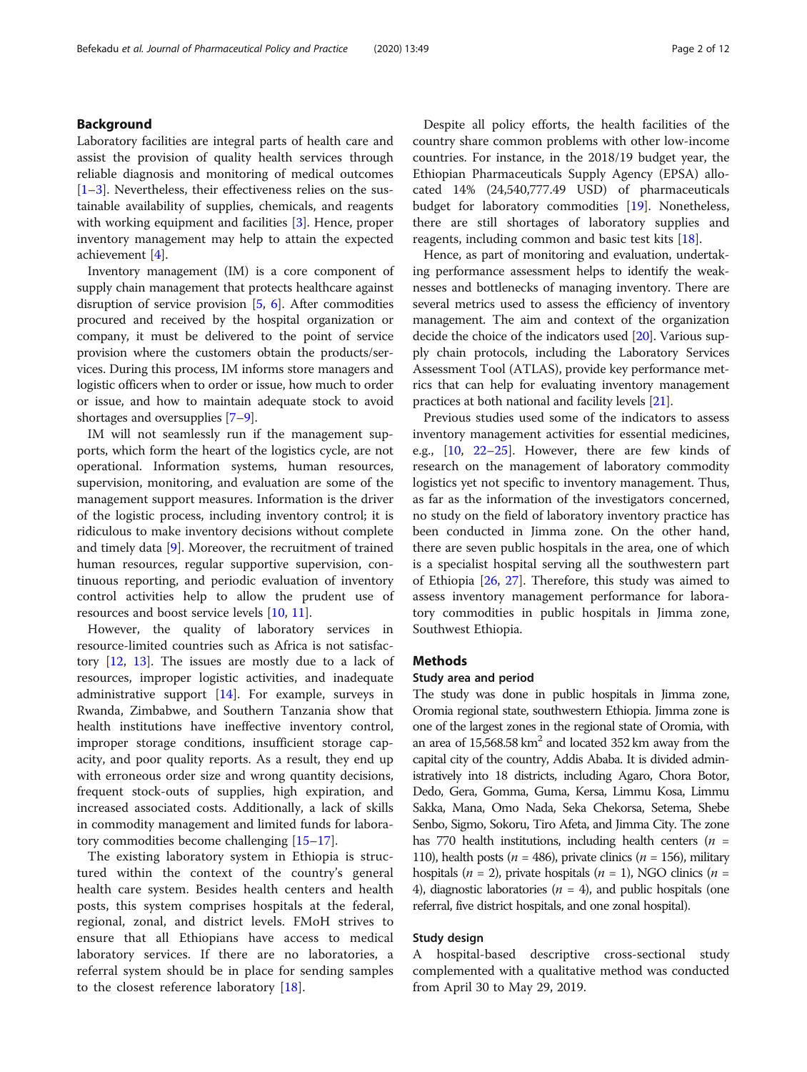## Background

Laboratory facilities are integral parts of health care and assist the provision of quality health services through reliable diagnosis and monitoring of medical outcomes [1–3]. Nevertheless, their effectiveness relies on the sustainable availability of supplies, chemicals, and reagents with working equipment and facilities [3]. Hence, proper inventory management may help to attain the expected achievement [4].

Inventory management (IM) is a core component of supply chain management that protects healthcare against disruption of service provision [5, 6]. After commodities procured and received by the hospital organization or company, it must be delivered to the point of service provision where the customers obtain the products/services. During this process, IM informs store managers and logistic officers when to order or issue, how much to order or issue, and how to maintain adequate stock to avoid shortages and oversupplies [7–9].

IM will not seamlessly run if the management supports, which form the heart of the logistics cycle, are not operational. Information systems, human resources, supervision, monitoring, and evaluation are some of the management support measures. Information is the driver of the logistic process, including inventory control; it is ridiculous to make inventory decisions without complete and timely data [9]. Moreover, the recruitment of trained human resources, regular supportive supervision, continuous reporting, and periodic evaluation of inventory control activities help to allow the prudent use of resources and boost service levels [10, 11].

However, the quality of laboratory services in resource-limited countries such as Africa is not satisfactory [12, 13]. The issues are mostly due to a lack of resources, improper logistic activities, and inadequate administrative support [14]. For example, surveys in Rwanda, Zimbabwe, and Southern Tanzania show that health institutions have ineffective inventory control, improper storage conditions, insufficient storage capacity, and poor quality reports. As a result, they end up with erroneous order size and wrong quantity decisions, frequent stock-outs of supplies, high expiration, and increased associated costs. Additionally, a lack of skills in commodity management and limited funds for laboratory commodities become challenging [15–17].

The existing laboratory system in Ethiopia is structured within the context of the country's general health care system. Besides health centers and health posts, this system comprises hospitals at the federal, regional, zonal, and district levels. FMoH strives to ensure that all Ethiopians have access to medical laboratory services. If there are no laboratories, a referral system should be in place for sending samples to the closest reference laboratory [18].

Despite all policy efforts, the health facilities of the country share common problems with other low-income countries. For instance, in the 2018/19 budget year, the Ethiopian Pharmaceuticals Supply Agency (EPSA) allocated 14% (24,540,777.49 USD) of pharmaceuticals budget for laboratory commodities [19]. Nonetheless, there are still shortages of laboratory supplies and reagents, including common and basic test kits [18].

Hence, as part of monitoring and evaluation, undertaking performance assessment helps to identify the weaknesses and bottlenecks of managing inventory. There are several metrics used to assess the efficiency of inventory management. The aim and context of the organization decide the choice of the indicators used [20]. Various supply chain protocols, including the Laboratory Services Assessment Tool (ATLAS), provide key performance metrics that can help for evaluating inventory management practices at both national and facility levels [21].

Previous studies used some of the indicators to assess inventory management activities for essential medicines, e.g., [10, 22–25]. However, there are few kinds of research on the management of laboratory commodity logistics yet not specific to inventory management. Thus, as far as the information of the investigators concerned, no study on the field of laboratory inventory practice has been conducted in Jimma zone. On the other hand, there are seven public hospitals in the area, one of which is a specialist hospital serving all the southwestern part of Ethiopia [26, 27]. Therefore, this study was aimed to assess inventory management performance for laboratory commodities in public hospitals in Jimma zone, Southwest Ethiopia.

## Methods

### Study area and period

The study was done in public hospitals in Jimma zone, Oromia regional state, southwestern Ethiopia. Jimma zone is one of the largest zones in the regional state of Oromia, with an area of 15,568.58 km$^2$ and located 352 km away from the capital city of the country, Addis Ababa. It is divided administratively into 18 districts, including Agaro, Chora Botor, Dedo, Gera, Gomma, Guma, Kersa, Limmu Kosa, Limmu Sakka, Mana, Omo Nada, Seka Chekorsa, Setema, Shebe Senbo, Sigmo, Sokoru, Tiro Afeta, and Jimma City. The zone has 770 health institutions, including health centers ($n$ = 110), health posts ($n$ = 486), private clinics ($n$ = 156), military hospitals ($n$ = 2), private hospitals ($n$ = 1), NGO clinics ($n$ = 4), diagnostic laboratories ($n$ = 4), and public hospitals (one referral, five district hospitals, and one zonal hospital).

### Study design

A hospital-based descriptive cross-sectional study complemented with a qualitative method was conducted from April 30 to May 29, 2019.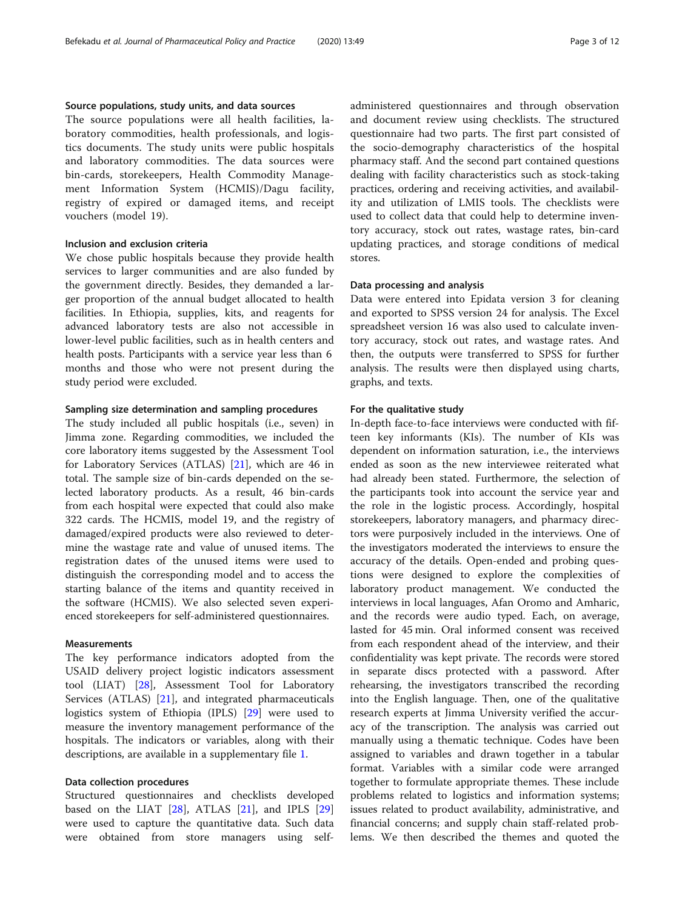#### Source populations, study units, and data sources

The source populations were all health facilities, laboratory commodities, health professionals, and logistics documents. The study units were public hospitals and laboratory commodities. The data sources were bin-cards, storekeepers, Health Commodity Management Information System (HCMIS)/Dagu facility, registry of expired or damaged items, and receipt vouchers (model 19).

#### Inclusion and exclusion criteria

We chose public hospitals because they provide health services to larger communities and are also funded by the government directly. Besides, they demanded a larger proportion of the annual budget allocated to health facilities. In Ethiopia, supplies, kits, and reagents for advanced laboratory tests are also not accessible in lower-level public facilities, such as in health centers and health posts. Participants with a service year less than 6 months and those who were not present during the study period were excluded.

#### Sampling size determination and sampling procedures

The study included all public hospitals (i.e., seven) in Jimma zone. Regarding commodities, we included the core laboratory items suggested by the Assessment Tool for Laboratory Services (ATLAS) [21], which are 46 in total. The sample size of bin-cards depended on the selected laboratory products. As a result, 46 bin-cards from each hospital were expected that could also make 322 cards. The HCMIS, model 19, and the registry of damaged/expired products were also reviewed to determine the wastage rate and value of unused items. The registration dates of the unused items were used to distinguish the corresponding model and to access the starting balance of the items and quantity received in the software (HCMIS). We also selected seven experienced storekeepers for self-administered questionnaires.

#### Measurements

The key performance indicators adopted from the USAID delivery project logistic indicators assessment tool (LIAT) [28], Assessment Tool for Laboratory Services (ATLAS) [21], and integrated pharmaceuticals logistics system of Ethiopia (IPLS) [29] were used to measure the inventory management performance of the hospitals. The indicators or variables, along with their descriptions, are available in a supplementary file 1.

#### Data collection procedures

Structured questionnaires and checklists developed based on the LIAT [28], ATLAS [21], and IPLS [29] were used to capture the quantitative data. Such data were obtained from store managers using self-administered questionnaires and through observation and document review using checklists. The structured questionnaire had two parts. The first part consisted of the socio-demography characteristics of the hospital pharmacy staff. And the second part contained questions dealing with facility characteristics such as stock-taking practices, ordering and receiving activities, and availability and utilization of LMIS tools. The checklists were used to collect data that could help to determine inventory accuracy, stock out rates, wastage rates, bin-card updating practices, and storage conditions of medical stores.

#### Data processing and analysis

Data were entered into Epidata version 3 for cleaning and exported to SPSS version 24 for analysis. The Excel spreadsheet version 16 was also used to calculate inventory accuracy, stock out rates, and wastage rates. And then, the outputs were transferred to SPSS for further analysis. The results were then displayed using charts, graphs, and texts.

#### For the qualitative study

In-depth face-to-face interviews were conducted with fifteen key informants (KIs). The number of KIs was dependent on information saturation, i.e., the interviews ended as soon as the new interviewee reiterated what had already been stated. Furthermore, the selection of the participants took into account the service year and the role in the logistic process. Accordingly, hospital storekeepers, laboratory managers, and pharmacy directors were purposively included in the interviews. One of the investigators moderated the interviews to ensure the accuracy of the details. Open-ended and probing questions were designed to explore the complexities of laboratory product management. We conducted the interviews in local languages, Afan Oromo and Amharic, and the records were audio typed. Each, on average, lasted for 45 min. Oral informed consent was received from each respondent ahead of the interview, and their confidentiality was kept private. The records were stored in separate discs protected with a password. After rehearsing, the investigators transcribed the recording into the English language. Then, one of the qualitative research experts at Jimma University verified the accuracy of the transcription. The analysis was carried out manually using a thematic technique. Codes have been assigned to variables and drawn together in a tabular format. Variables with a similar code were arranged together to formulate appropriate themes. These include problems related to logistics and information systems; issues related to product availability, administrative, and financial concerns; and supply chain staff-related problems. We then described the themes and quoted the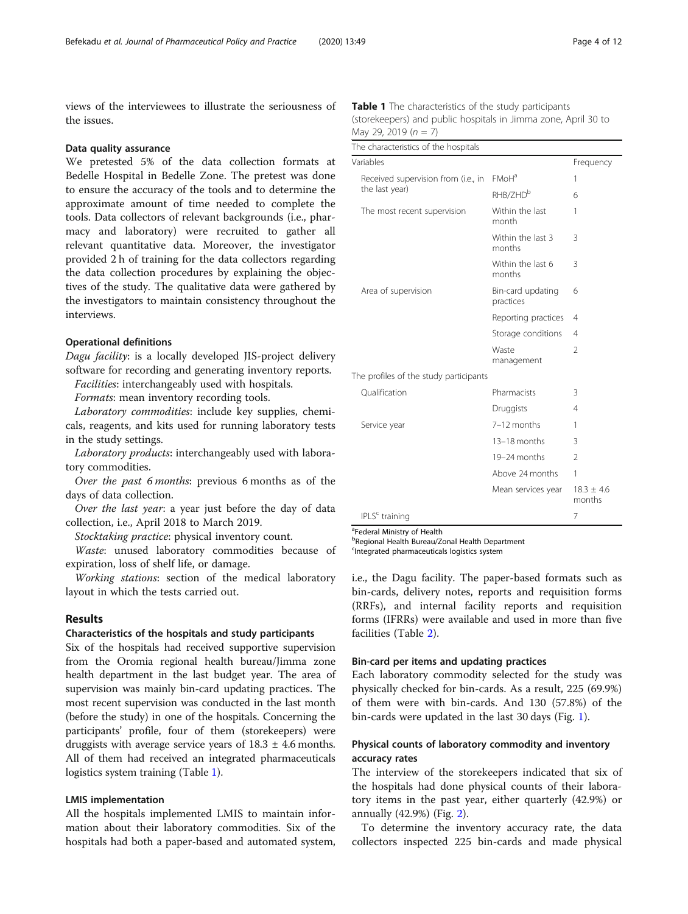views of the interviewees to illustrate the seriousness of the issues.

### Data quality assurance

We pretested 5% of the data collection formats at Bedelle Hospital in Bedelle Zone. The pretest was done to ensure the accuracy of the tools and to determine the approximate amount of time needed to complete the tools. Data collectors of relevant backgrounds (i.e., pharmacy and laboratory) were recruited to gather all relevant quantitative data. Moreover, the investigator provided 2 h of training for the data collectors regarding the data collection procedures by explaining the objectives of the study. The qualitative data were gathered by the investigators to maintain consistency throughout the interviews.

### Operational definitions

*Dagu facility*: is a locally developed JIS-project delivery software for recording and generating inventory reports.

*Facilities*: interchangeably used with hospitals.

*Formats*: mean inventory recording tools.

*Laboratory commodities*: include key supplies, chemicals, reagents, and kits used for running laboratory tests in the study settings.

*Laboratory products*: interchangeably used with laboratory commodities.

*Over the past 6 months*: previous 6 months as of the days of data collection.

*Over the last year*: a year just before the day of data collection, i.e., April 2018 to March 2019.

*Stocktaking practice*: physical inventory count.

*Waste*: unused laboratory commodities because of expiration, loss of shelf life, or damage.

*Working stations*: section of the medical laboratory layout in which the tests carried out.

## Results

### Characteristics of the hospitals and study participants

Six of the hospitals had received supportive supervision from the Oromia regional health bureau/Jimma zone health department in the last budget year. The area of supervision was mainly bin-card updating practices. The most recent supervision was conducted in the last month (before the study) in one of the hospitals. Concerning the participants' profile, four of them (storekeepers) were druggists with average service years of 18.3 ± 4.6 months. All of them had received an integrated pharmaceuticals logistics system training (Table 1).

**Table 1** The characteristics of the study participants (storekeepers) and public hospitals in Jimma zone, April 30 to May 29, 2019 ($n = 7$)

| The characteristics of the hospitals | | |
|---|---|---|
| Variables | | Frequency |
| Received supervision from (i.e., in the last year) | FMoH[a] | 1 |
| | RHB/ZHD[b] | 6 |
| The most recent supervision | Within the last month | 1 |
| | Within the last 3 months | 3 |
| | Within the last 6 months | 3 |
| Area of supervision | Bin-card updating practices | 6 |
| | Reporting practices | 4 |
| | Storage conditions | 4 |
| | Waste management | 2 |
| **The profiles of the study participants** | | |
| Qualification | Pharmacists | 3 |
| | Druggists | 4 |
| Service year | 7–12 months | 1 |
| | 13–18 months | 3 |
| | 19–24 months | 2 |
| | Above 24 months | 1 |
| | Mean services year | 18.3 ± 4.6 months |
| IPLS[c] training | | 7 |

[a]Federal Ministry of Health
[b]Regional Health Bureau/Zonal Health Department
[c]Integrated pharmaceuticals logistics system

### LMIS implementation

All the hospitals implemented LMIS to maintain information about their laboratory commodities. Six of the hospitals had both a paper-based and automated system, i.e., the Dagu facility. The paper-based formats such as bin-cards, delivery notes, reports and requisition forms (RRFs), and internal facility reports and requisition forms (IFRRs) were available and used in more than five facilities (Table 2).

### Bin-card per items and updating practices

Each laboratory commodity selected for the study was physically checked for bin-cards. As a result, 225 (69.9%) of them were with bin-cards. And 130 (57.8%) of the bin-cards were updated in the last 30 days (Fig. 1).

### Physical counts of laboratory commodity and inventory accuracy rates

The interview of the storekeepers indicated that six of the hospitals had done physical counts of their laboratory items in the past year, either quarterly (42.9%) or annually (42.9%) (Fig. 2).

To determine the inventory accuracy rate, the data collectors inspected 225 bin-cards and made physical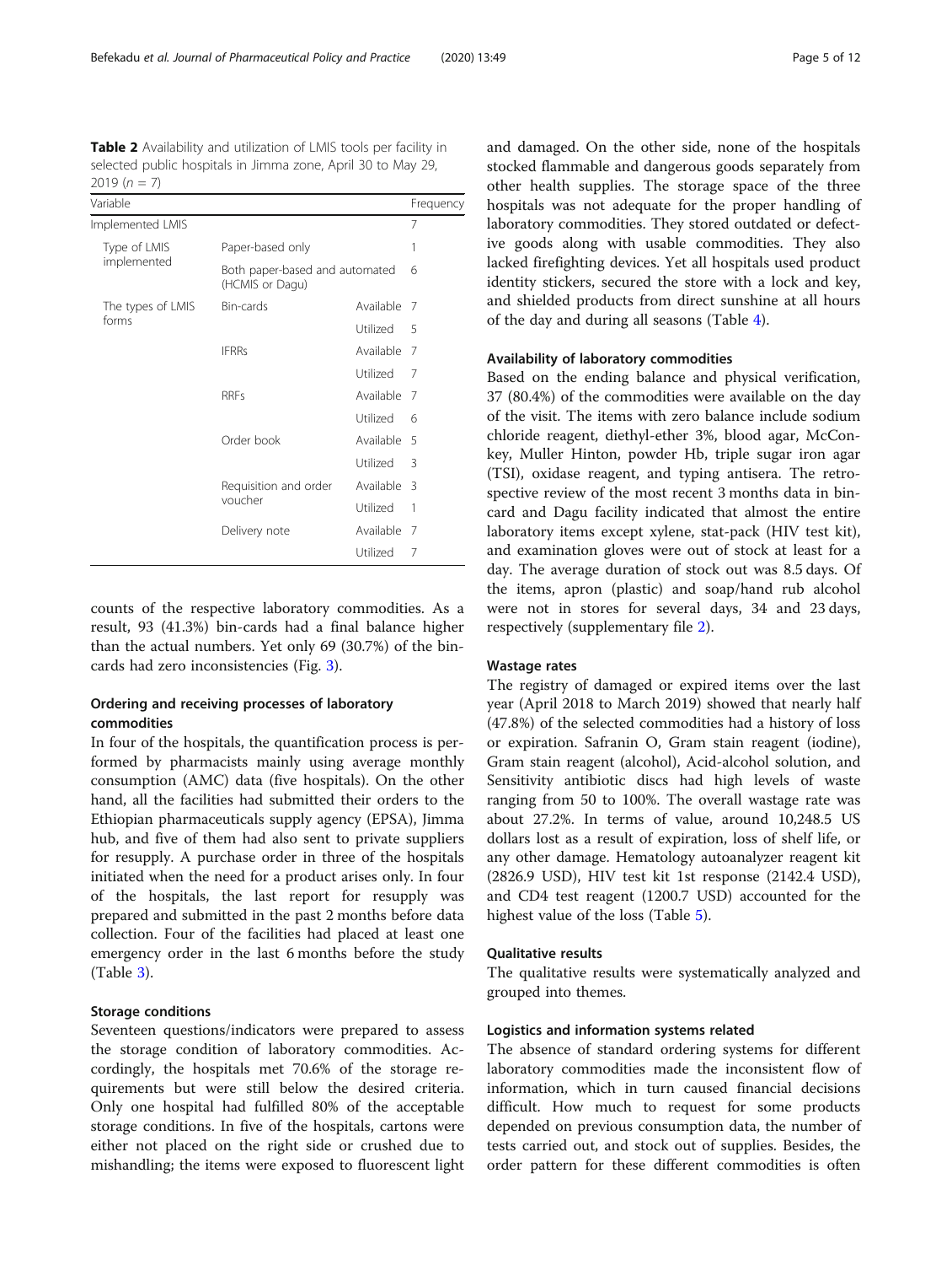**Table 2** Availability and utilization of LMIS tools per facility in selected public hospitals in Jimma zone, April 30 to May 29, 2019 ($n = 7$)

| Variable | | | Frequency |
|---|---|---|---|
| Implemented LMIS | | | 7 |
| Type of LMIS implemented | Paper-based only | | 1 |
| | Both paper-based and automated (HCMIS or Dagu) | | 6 |
| The types of LMIS forms | Bin-cards | Available | 7 |
| | | Utilized | 5 |
| | IFRRs | Available | 7 |
| | | Utilized | 7 |
| | RRFs | Available | 7 |
| | | Utilized | 6 |
| | Order book | Available | 5 |
| | | Utilized | 3 |
| | Requisition and order voucher | Available | 3 |
| | | Utilized | 1 |
| | Delivery note | Available | 7 |
| | | Utilized | 7 |

counts of the respective laboratory commodities. As a result, 93 (41.3%) bin-cards had a final balance higher than the actual numbers. Yet only 69 (30.7%) of the bin-cards had zero inconsistencies (Fig. 3).

### Ordering and receiving processes of laboratory commodities

In four of the hospitals, the quantification process is performed by pharmacists mainly using average monthly consumption (AMC) data (five hospitals). On the other hand, all the facilities had submitted their orders to the Ethiopian pharmaceuticals supply agency (EPSA), Jimma hub, and five of them had also sent to private suppliers for resupply. A purchase order in three of the hospitals initiated when the need for a product arises only. In four of the hospitals, the last report for resupply was prepared and submitted in the past 2 months before data collection. Four of the facilities had placed at least one emergency order in the last 6 months before the study (Table 3).

### Storage conditions

Seventeen questions/indicators were prepared to assess the storage condition of laboratory commodities. Accordingly, the hospitals met 70.6% of the storage requirements but were still below the desired criteria. Only one hospital had fulfilled 80% of the acceptable storage conditions. In five of the hospitals, cartons were either not placed on the right side or crushed due to mishandling; the items were exposed to fluorescent light and damaged. On the other side, none of the hospitals stocked flammable and dangerous goods separately from other health supplies. The storage space of the three hospitals was not adequate for the proper handling of laboratory commodities. They stored outdated or defective goods along with usable commodities. They also lacked firefighting devices. Yet all hospitals used product identity stickers, secured the store with a lock and key, and shielded products from direct sunshine at all hours of the day and during all seasons (Table 4).

### Availability of laboratory commodities

Based on the ending balance and physical verification, 37 (80.4%) of the commodities were available on the day of the visit. The items with zero balance include sodium chloride reagent, diethyl-ether 3%, blood agar, McConkey, Muller Hinton, powder Hb, triple sugar iron agar (TSI), oxidase reagent, and typing antisera. The retrospective review of the most recent 3 months data in bin-card and Dagu facility indicated that almost the entire laboratory items except xylene, stat-pack (HIV test kit), and examination gloves were out of stock at least for a day. The average duration of stock out was 8.5 days. Of the items, apron (plastic) and soap/hand rub alcohol were not in stores for several days, 34 and 23 days, respectively (supplementary file 2).

### Wastage rates

The registry of damaged or expired items over the last year (April 2018 to March 2019) showed that nearly half (47.8%) of the selected commodities had a history of loss or expiration. Safranin O, Gram stain reagent (iodine), Gram stain reagent (alcohol), Acid-alcohol solution, and Sensitivity antibiotic discs had high levels of waste ranging from 50 to 100%. The overall wastage rate was about 27.2%. In terms of value, around 10,248.5 US dollars lost as a result of expiration, loss of shelf life, or any other damage. Hematology autoanalyzer reagent kit (2826.9 USD), HIV test kit 1st response (2142.4 USD), and CD4 test reagent (1200.7 USD) accounted for the highest value of the loss (Table 5).

### Qualitative results

The qualitative results were systematically analyzed and grouped into themes.

### Logistics and information systems related

The absence of standard ordering systems for different laboratory commodities made the inconsistent flow of information, which in turn caused financial decisions difficult. How much to request for some products depended on previous consumption data, the number of tests carried out, and stock out of supplies. Besides, the order pattern for these different commodities is often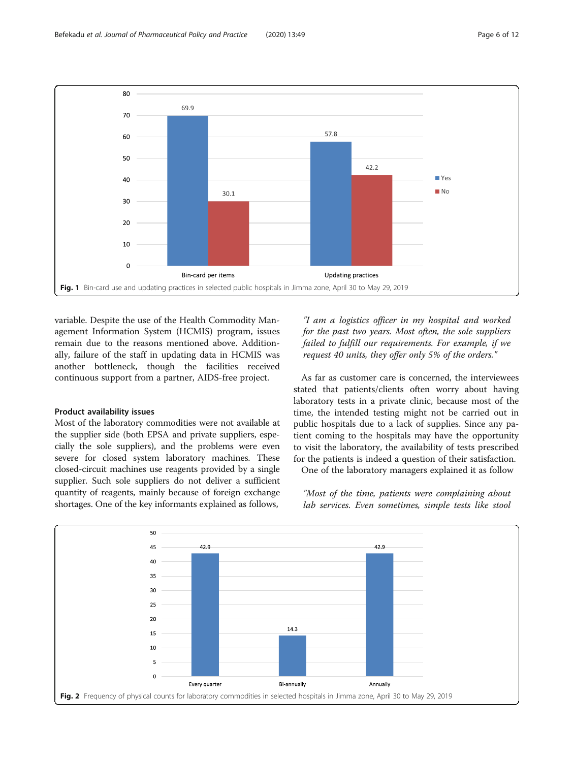Fig. 1 Bin-card use and updating practices in selected public hospitals in Jimma zone, April 30 to May 29, 2019

variable. Despite the use of the Health Commodity Management Information System (HCMIS) program, issues remain due to the reasons mentioned above. Additionally, failure of the staff in updating data in HCMIS was another bottleneck, though the facilities received continuous support from a partner, AIDS-free project.

### Product availability issues

Most of the laboratory commodities were not available at the supplier side (both EPSA and private suppliers, especially the sole suppliers), and the problems were even severe for closed system laboratory machines. These closed-circuit machines use reagents provided by a single supplier. Such sole suppliers do not deliver a sufficient quantity of reagents, mainly because of foreign exchange shortages. One of the key informants explained as follows,

> *"I am a logistics officer in my hospital and worked for the past two years. Most often, the sole suppliers failed to fulfill our requirements. For example, if we request 40 units, they offer only 5% of the orders."*

As far as customer care is concerned, the interviewees stated that patients/clients often worry about having laboratory tests in a private clinic, because most of the time, the intended testing might not be carried out in public hospitals due to a lack of supplies. Since any patient coming to the hospitals may have the opportunity to visit the laboratory, the availability of tests prescribed for the patients is indeed a question of their satisfaction.

One of the laboratory managers explained it as follow

> *"Most of the time, patients were complaining about lab services. Even sometimes, simple tests like stool*

Fig. 2 Frequency of physical counts for laboratory commodities in selected hospitals in Jimma zone, April 30 to May 29, 2019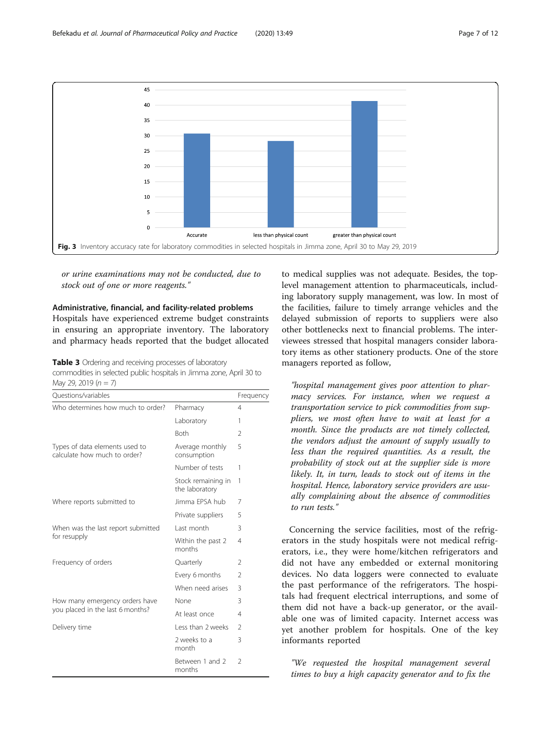Fig. 3 Inventory accuracy rate for laboratory commodities in selected hospitals in Jimma zone, April 30 to May 29, 2019

*or urine examinations may not be conducted, due to stock out of one or more reagents."*

### Administrative, financial, and facility-related problems

Hospitals have experienced extreme budget constraints in ensuring an appropriate inventory. The laboratory and pharmacy heads reported that the budget allocated to medical supplies was not adequate. Besides, the top-level management attention to pharmaceuticals, including laboratory supply management, was low. In most of the facilities, failure to timely arrange vehicles and the delayed submission of reports to suppliers were also other bottlenecks next to financial problems. The interviewees stressed that hospital managers consider laboratory items as other stationery products. One of the store managers reported as follow,

> *"hospital management gives poor attention to pharmacy services. For instance, when we request a transportation service to pick commodities from suppliers, we most often have to wait at least for a month. Since the products are not timely collected, the vendors adjust the amount of supply usually to less than the required quantities. As a result, the probability of stock out at the supplier side is more likely. It, in turn, leads to stock out of items in the hospital. Hence, laboratory service providers are usually complaining about the absence of commodities to run tests."*

**Table 3** Ordering and receiving processes of laboratory commodities in selected public hospitals in Jimma zone, April 30 to May 29, 2019 ($n = 7$)

| Questions/variables | | Frequency |
|---|---|---|
| Who determines how much to order? | Pharmacy | 4 |
| | Laboratory | 1 |
| | Both | 2 |
| Types of data elements used to calculate how much to order? | Average monthly consumption | 5 |
| | Number of tests | 1 |
| | Stock remaining in the laboratory | 1 |
| Where reports submitted to | Jimma EPSA hub | 7 |
| | Private suppliers | 5 |
| When was the last report submitted for resupply | Last month | 3 |
| | Within the past 2 months | 4 |
| Frequency of orders | Quarterly | 2 |
| | Every 6 months | 2 |
| | When need arises | 3 |
| How many emergency orders have you placed in the last 6 months? | None | 3 |
| | At least once | 4 |
| Delivery time | Less than 2 weeks | 2 |
| | 2 weeks to a month | 3 |
| | Between 1 and 2 months | 2 |

Concerning the service facilities, most of the refrigerators in the study hospitals were not medical refrigerators, i.e., they were home/kitchen refrigerators and did not have any embedded or external monitoring devices. No data loggers were connected to evaluate the past performance of the refrigerators. The hospitals had frequent electrical interruptions, and some of them did not have a back-up generator, or the available one was of limited capacity. Internet access was yet another problem for hospitals. One of the key informants reported

> *"We requested the hospital management several times to buy a high capacity generator and to fix the*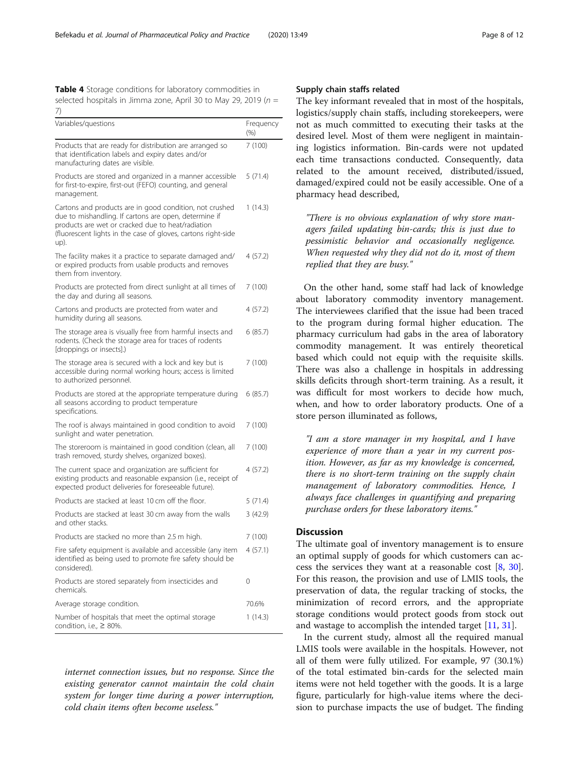**Table 4** Storage conditions for laboratory commodities in selected hospitals in Jimma zone, April 30 to May 29, 2019 ($n$ = 7)

| Variables/questions | Frequency (%) |
|---|---|
| Products that are ready for distribution are arranged so that identification labels and expiry dates and/or manufacturing dates are visible. | 7 (100) |
| Products are stored and organized in a manner accessible for first-to-expire, first-out (FEFO) counting, and general management. | 5 (71.4) |
| Cartons and products are in good condition, not crushed due to mishandling. If cartons are open, determine if products are wet or cracked due to heat/radiation (fluorescent lights in the case of gloves, cartons right-side up). | 1 (14.3) |
| The facility makes it a practice to separate damaged and/or expired products from usable products and removes them from inventory. | 4 (57.2) |
| Products are protected from direct sunlight at all times of the day and during all seasons. | 7 (100) |
| Cartons and products are protected from water and humidity during all seasons. | 4 (57.2) |
| The storage area is visually free from harmful insects and rodents. (Check the storage area for traces of rodents [droppings or insects].) | 6 (85.7) |
| The storage area is secured with a lock and key but is accessible during normal working hours; access is limited to authorized personnel. | 7 (100) |
| Products are stored at the appropriate temperature during all seasons according to product temperature specifications. | 6 (85.7) |
| The roof is always maintained in good condition to avoid sunlight and water penetration. | 7 (100) |
| The storeroom is maintained in good condition (clean, all trash removed, sturdy shelves, organized boxes). | 7 (100) |
| The current space and organization are sufficient for existing products and reasonable expansion (i.e., receipt of expected product deliveries for foreseeable future). | 4 (57.2) |
| Products are stacked at least 10 cm off the floor. | 5 (71.4) |
| Products are stacked at least 30 cm away from the walls and other stacks. | 3 (42.9) |
| Products are stacked no more than 2.5 m high. | 7 (100) |
| Fire safety equipment is available and accessible (any item identified as being used to promote fire safety should be considered). | 4 (57.1) |
| Products are stored separately from insecticides and chemicals. | 0 |
| Average storage condition. | 70.6% |
| Number of hospitals that meet the optimal storage condition, i.e., ≥ 80%. | 1 (14.3) |

*internet connection issues, but no response. Since the existing generator cannot maintain the cold chain system for longer time during a power interruption, cold chain items often become useless."*

### Supply chain staffs related

The key informant revealed that in most of the hospitals, logistics/supply chain staffs, including storekeepers, were not as much committed to executing their tasks at the desired level. Most of them were negligent in maintaining logistics information. Bin-cards were not updated each time transactions conducted. Consequently, data related to the amount received, distributed/issued, damaged/expired could not be easily accessible. One of a pharmacy head described,

> *"There is no obvious explanation of why store managers failed updating bin-cards; this is just due to pessimistic behavior and occasionally negligence. When requested why they did not do it, most of them replied that they are busy."*

On the other hand, some staff had lack of knowledge about laboratory commodity inventory management. The interviewees clarified that the issue had been traced to the program during formal higher education. The pharmacy curriculum had gabs in the area of laboratory commodity management. It was entirely theoretical based which could not equip with the requisite skills. There was also a challenge in hospitals in addressing skills deficits through short-term training. As a result, it was difficult for most workers to decide how much, when, and how to order laboratory products. One of a store person illuminated as follows,

> *"I am a store manager in my hospital, and I have experience of more than a year in my current position. However, as far as my knowledge is concerned, there is no short-term training on the supply chain management of laboratory commodities. Hence, I always face challenges in quantifying and preparing purchase orders for these laboratory items."*

## Discussion

The ultimate goal of inventory management is to ensure an optimal supply of goods for which customers can access the services they want at a reasonable cost [8, 30]. For this reason, the provision and use of LMIS tools, the preservation of data, the regular tracking of stocks, the minimization of record errors, and the appropriate storage conditions would protect goods from stock out and wastage to accomplish the intended target [11, 31].

In the current study, almost all the required manual LMIS tools were available in the hospitals. However, not all of them were fully utilized. For example, 97 (30.1%) of the total estimated bin-cards for the selected main items were not held together with the goods. It is a large figure, particularly for high-value items where the decision to purchase impacts the use of budget. The finding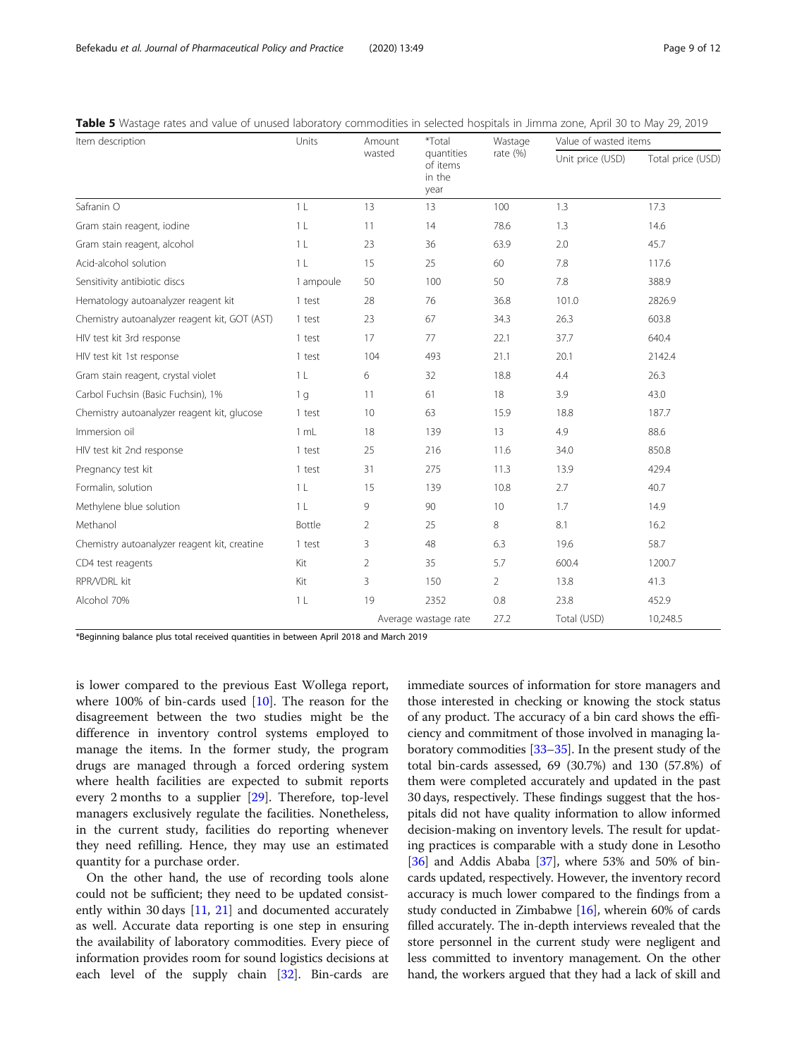**Table 5** Wastage rates and value of unused laboratory commodities in selected hospitals in Jimma zone, April 30 to May 29, 2019

| Item description | Units | Amount wasted | *Total quantities of items in the year | Wastage rate (%) | Value of wasted items | |
|---|---|---|---|---|---|---|
| | | | | | Unit price (USD) | Total price (USD) |
| Safranin O | 1 L | 13 | 13 | 100 | 1.3 | 17.3 |
| Gram stain reagent, iodine | 1 L | 11 | 14 | 78.6 | 1.3 | 14.6 |
| Gram stain reagent, alcohol | 1 L | 23 | 36 | 63.9 | 2.0 | 45.7 |
| Acid-alcohol solution | 1 L | 15 | 25 | 60 | 7.8 | 117.6 |
| Sensitivity antibiotic discs | 1 ampoule | 50 | 100 | 50 | 7.8 | 388.9 |
| Hematology autoanalyzer reagent kit | 1 test | 28 | 76 | 36.8 | 101.0 | 2826.9 |
| Chemistry autoanalyzer reagent kit, GOT (AST) | 1 test | 23 | 67 | 34.3 | 26.3 | 603.8 |
| HIV test kit 3rd response | 1 test | 17 | 77 | 22.1 | 37.7 | 640.4 |
| HIV test kit 1st response | 1 test | 104 | 493 | 21.1 | 20.1 | 2142.4 |
| Gram stain reagent, crystal violet | 1 L | 6 | 32 | 18.8 | 4.4 | 26.3 |
| Carbol Fuchsin (Basic Fuchsin), 1% | 1 g | 11 | 61 | 18 | 3.9 | 43.0 |
| Chemistry autoanalyzer reagent kit, glucose | 1 test | 10 | 63 | 15.9 | 18.8 | 187.7 |
| Immersion oil | 1 mL | 18 | 139 | 13 | 4.9 | 88.6 |
| HIV test kit 2nd response | 1 test | 25 | 216 | 11.6 | 34.0 | 850.8 |
| Pregnancy test kit | 1 test | 31 | 275 | 11.3 | 13.9 | 429.4 |
| Formalin, solution | 1 L | 15 | 139 | 10.8 | 2.7 | 40.7 |
| Methylene blue solution | 1 L | 9 | 90 | 10 | 1.7 | 14.9 |
| Methanol | Bottle | 2 | 25 | 8 | 8.1 | 16.2 |
| Chemistry autoanalyzer reagent kit, creatine | 1 test | 3 | 48 | 6.3 | 19.6 | 58.7 |
| CD4 test reagents | Kit | 2 | 35 | 5.7 | 600.4 | 1200.7 |
| RPR/VDRL kit | Kit | 3 | 150 | 2 | 13.8 | 41.3 |
| Alcohol 70% | 1 L | 19 | 2352 | 0.8 | 23.8 | 452.9 |
| | | | Average wastage rate | 27.2 | Total (USD) | 10,248.5 |

*Beginning balance plus total received quantities in between April 2018 and March 2019

is lower compared to the previous East Wollega report, where 100% of bin-cards used [10]. The reason for the disagreement between the two studies might be the difference in inventory control systems employed to manage the items. In the former study, the program drugs are managed through a forced ordering system where health facilities are expected to submit reports every 2 months to a supplier [29]. Therefore, top-level managers exclusively regulate the facilities. Nonetheless, in the current study, facilities do reporting whenever they need refilling. Hence, they may use an estimated quantity for a purchase order.

On the other hand, the use of recording tools alone could not be sufficient; they need to be updated consistently within 30 days [11, 21] and documented accurately as well. Accurate data reporting is one step in ensuring the availability of laboratory commodities. Every piece of information provides room for sound logistics decisions at each level of the supply chain [32]. Bin-cards are immediate sources of information for store managers and those interested in checking or knowing the stock status of any product. The accuracy of a bin card shows the efficiency and commitment of those involved in managing laboratory commodities [33–35]. In the present study of the total bin-cards assessed, 69 (30.7%) and 130 (57.8%) of them were completed accurately and updated in the past 30 days, respectively. These findings suggest that the hospitals did not have quality information to allow informed decision-making on inventory levels. The result for updating practices is comparable with a study done in Lesotho [36] and Addis Ababa [37], where 53% and 50% of bin-cards updated, respectively. However, the inventory record accuracy is much lower compared to the findings from a study conducted in Zimbabwe [16], wherein 60% of cards filled accurately. The in-depth interviews revealed that the store personnel in the current study were negligent and less committed to inventory management. On the other hand, the workers argued that they had a lack of skill and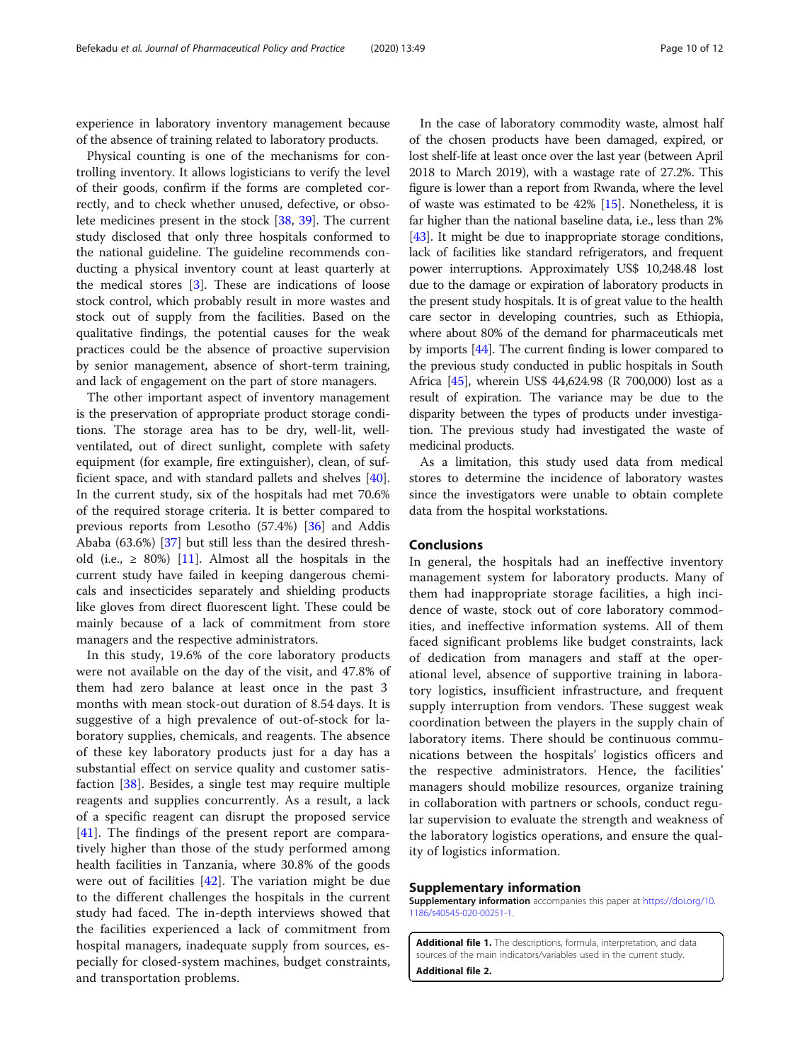experience in laboratory inventory management because of the absence of training related to laboratory products.

Physical counting is one of the mechanisms for controlling inventory. It allows logisticians to verify the level of their goods, confirm if the forms are completed correctly, and to check whether unused, defective, or obsolete medicines present in the stock [38, 39]. The current study disclosed that only three hospitals conformed to the national guideline. The guideline recommends conducting a physical inventory count at least quarterly at the medical stores [3]. These are indications of loose stock control, which probably result in more wastes and stock out of supply from the facilities. Based on the qualitative findings, the potential causes for the weak practices could be the absence of proactive supervision by senior management, absence of short-term training, and lack of engagement on the part of store managers.

The other important aspect of inventory management is the preservation of appropriate product storage conditions. The storage area has to be dry, well-lit, well-ventilated, out of direct sunlight, complete with safety equipment (for example, fire extinguisher), clean, of sufficient space, and with standard pallets and shelves [40]. In the current study, six of the hospitals had met 70.6% of the required storage criteria. It is better compared to previous reports from Lesotho (57.4%) [36] and Addis Ababa (63.6%) [37] but still less than the desired threshold (i.e., ≥ 80%) [11]. Almost all the hospitals in the current study have failed in keeping dangerous chemicals and insecticides separately and shielding products like gloves from direct fluorescent light. These could be mainly because of a lack of commitment from store managers and the respective administrators.

In this study, 19.6% of the core laboratory products were not available on the day of the visit, and 47.8% of them had zero balance at least once in the past 3 months with mean stock-out duration of 8.54 days. It is suggestive of a high prevalence of out-of-stock for laboratory supplies, chemicals, and reagents. The absence of these key laboratory products just for a day has a substantial effect on service quality and customer satisfaction [38]. Besides, a single test may require multiple reagents and supplies concurrently. As a result, a lack of a specific reagent can disrupt the proposed service [41]. The findings of the present report are comparatively higher than those of the study performed among health facilities in Tanzania, where 30.8% of the goods were out of facilities [42]. The variation might be due to the different challenges the hospitals in the current study had faced. The in-depth interviews showed that the facilities experienced a lack of commitment from hospital managers, inadequate supply from sources, especially for closed-system machines, budget constraints, and transportation problems.

In the case of laboratory commodity waste, almost half of the chosen products have been damaged, expired, or lost shelf-life at least once over the last year (between April 2018 to March 2019), with a wastage rate of 27.2%. This figure is lower than a report from Rwanda, where the level of waste was estimated to be 42% [15]. Nonetheless, it is far higher than the national baseline data, i.e., less than 2% [43]. It might be due to inappropriate storage conditions, lack of facilities like standard refrigerators, and frequent power interruptions. Approximately US$ 10,248.48 lost due to the damage or expiration of laboratory products in the present study hospitals. It is of great value to the health care sector in developing countries, such as Ethiopia, where about 80% of the demand for pharmaceuticals met by imports [44]. The current finding is lower compared to the previous study conducted in public hospitals in South Africa [45], wherein US$ 44,624.98 (R 700,000) lost as a result of expiration. The variance may be due to the disparity between the types of products under investigation. The previous study had investigated the waste of medicinal products.

As a limitation, this study used data from medical stores to determine the incidence of laboratory wastes since the investigators were unable to obtain complete data from the hospital workstations.

## Conclusions

In general, the hospitals had an ineffective inventory management system for laboratory products. Many of them had inappropriate storage facilities, a high incidence of waste, stock out of core laboratory commodities, and ineffective information systems. All of them faced significant problems like budget constraints, lack of dedication from managers and staff at the operational level, absence of supportive training in laboratory logistics, insufficient infrastructure, and frequent supply interruption from vendors. These suggest weak coordination between the players in the supply chain of laboratory items. There should be continuous communications between the hospitals' logistics officers and the respective administrators. Hence, the facilities' managers should mobilize resources, organize training in collaboration with partners or schools, conduct regular supervision to evaluate the strength and weakness of the laboratory logistics operations, and ensure the quality of logistics information.

## Supplementary information

**Supplementary information** accompanies this paper at https://doi.org/10.1186/s40545-020-00251-1.

**Additional file 1.** The descriptions, formula, interpretation, and data sources of the main indicators/variables used in the current study.

**Additional file 2.**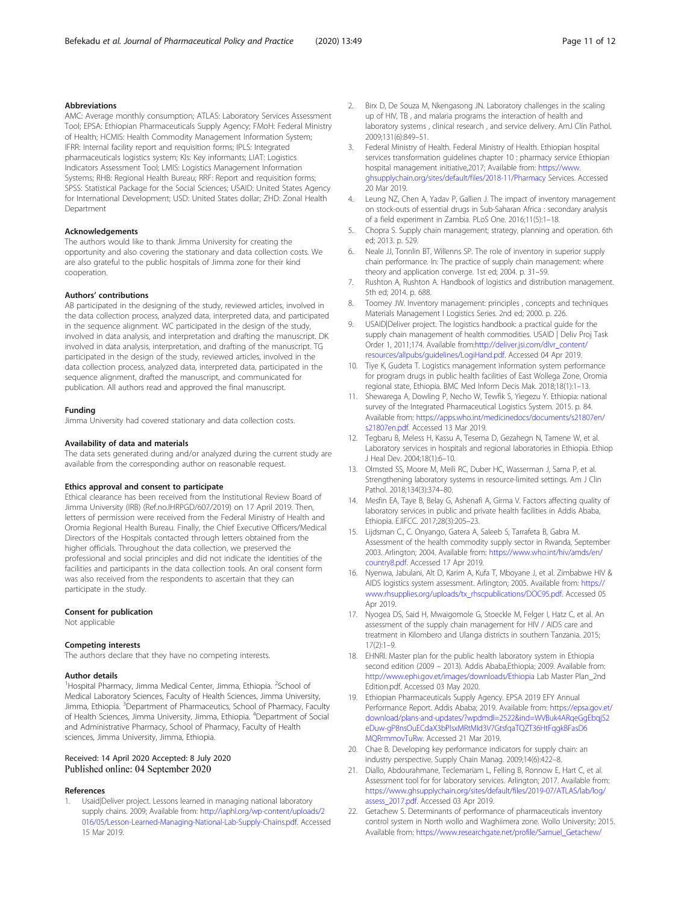### Abbreviations

AMC: Average monthly consumption; ATLAS: Laboratory Services Assessment Tool; EPSA: Ethiopian Pharmaceuticals Supply Agency; FMoH: Federal Ministry of Health; HCMIS: Health Commodity Management Information System; IFRR: Internal facility report and requisition forms; IPLS: Integrated pharmaceuticals logistics system; KIs: Key informants; LIAT: Logistics Indicators Assessment Tool; LMIS: Logistics Management Information Systems; RHB: Regional Health Bureau; RRF: Report and requisition forms; SPSS: Statistical Package for the Social Sciences; USAID: United States Agency for International Development; USD: United States dollar; ZHD: Zonal Health Department

### Acknowledgements

The authors would like to thank Jimma University for creating the opportunity and also covering the stationary and data collection costs. We are also grateful to the public hospitals of Jimma zone for their kind cooperation.

### Authors' contributions

AB participated in the designing of the study, reviewed articles, involved in the data collection process, analyzed data, interpreted data, and participated in the sequence alignment. WC participated in the design of the study, involved in data analysis, and interpretation and drafting the manuscript. DK involved in data analysis, interpretation, and drafting of the manuscript. TG participated in the design of the study, reviewed articles, involved in the data collection process, analyzed data, interpreted data, participated in the sequence alignment, drafted the manuscript, and communicated for publication. All authors read and approved the final manuscript.

### Funding

Jimma University had covered stationary and data collection costs.

### Availability of data and materials

The data sets generated during and/or analyzed during the current study are available from the corresponding author on reasonable request.

### Ethics approval and consent to participate

Ethical clearance has been received from the Institutional Review Board of Jimma University (IRB) (Ref.no.IHRPGD/607/2019) on 17 April 2019. Then, letters of permission were received from the Federal Ministry of Health and Oromia Regional Health Bureau. Finally, the Chief Executive Officers/Medical Directors of the Hospitals contacted through letters obtained from the higher officials. Throughout the data collection, we preserved the professional and social principles and did not indicate the identities of the facilities and participants in the data collection tools. An oral consent form was also received from the respondents to ascertain that they can participate in the study.

### Consent for publication

Not applicable

### Competing interests

The authors declare that they have no competing interests.

### Author details

[1]Hospital Pharmacy, Jimma Medical Center, Jimma, Ethiopia. [2]School of Medical Laboratory Sciences, Faculty of Health Sciences, Jimma University, Jimma, Ethiopia. [3]Department of Pharmaceutics, School of Pharmacy, Faculty of Health Sciences, Jimma University, Jimma, Ethiopia. [4]Department of Social and Administrative Pharmacy, School of Pharmacy, Faculty of Health sciences, Jimma University, Jimma, Ethiopia.

Received: 14 April 2020 Accepted: 8 July 2020
Published online: 04 September 2020

### References

1. Usaid|Deliver project. Lessons learned in managing national laboratory supply chains. 2009; Available from: http://iaphl.org/wp-content/uploads/2016/05/Lesson-Learned-Managing-National-Lab-Supply-Chains.pdf. Accessed 15 Mar 2019.
2. Birx D, De Souza M, Nkengasong JN. Laboratory challenges in the scaling up of HIV, TB , and malaria programs the interaction of health and laboratory systems , clinical research , and service delivery. AmJ Clin Pathol. 2009;131(6):849–51.
3. Federal Ministry of Health. Federal Ministry of Health. Ethiopian hospital services transformation guidelines chapter 10 : pharmacy service Ethiopian hospital management initiative,2017; Available from: https://www.ghsupplychain.org/sites/default/files/2018-11/Pharmacy Services. Accessed 20 Mar 2019.
4. Leung NZ, Chen A, Yadav P, Gallien J. The impact of inventory management on stock-outs of essential drugs in Sub-Saharan Africa : secondary analysis of a field experiment in Zambia. PLoS One. 2016;11(5):1–18.
5. Chopra S. Supply chain management; strategy, planning and operation. 6th ed; 2013. p. 529.
6. Neale JJ, Tonnlin BT, Willenns SP. The role of inventory in superior supply chain performance. In: The practice of supply chain management: where theory and application converge. 1st ed; 2004. p. 31–59.
7. Rushton A, Rushton A. Handbook of logistics and distribution management. 5th ed; 2014. p. 688.
8. Toomey JW. Inventory management: principles , concepts and techniques Materials Management I Logistics Series. 2nd ed; 2000. p. 226.
9. USAID|Deliver project. The logistics handbook: a practical guide for the supply chain management of health commodities. USAID | Deliv Proj Task Order 1, 2011;174. Available from:http://deliver.jsi.com/dlvr_content/resources/allpubs/guidelines/LogiHand.pdf. Accessed 04 Apr 2019.
10. Tiye K, Gudeta T. Logistics management information system performance for program drugs in public health facilities of East Wollega Zone, Oromia regional state, Ethiopia. BMC Med Inform Decis Mak. 2018;18(1):1–13.
11. Shewarega A, Dowling P, Necho W, Tewfik S, Yiegezu Y. Ethiopia: national survey of the Integrated Pharmaceutical Logistics System. 2015. p. 84. Available from: https://apps.who.int/medicinedocs/documents/s21807en/s21807en.pdf. Accessed 13 Mar 2019.
12. Tegbaru B, Meless H, Kassu A, Tesema D, Gezahegn N, Tamene W, et al. Laboratory services in hospitals and regional laboratories in Ethiopia. Ethiop J Heal Dev. 2004;18(1):6–10.
13. Olmsted SS, Moore M, Meili RC, Duber HC, Wasserman J, Sama P, et al. Strengthening laboratory systems in resource-limited settings. Am J Clin Pathol. 2018;134(3):374–80.
14. Mesfin EA, Taye B, Belay G, Ashenafi A, Girma V. Factors affecting quality of laboratory services in public and private health facilities in Addis Ababa, Ethiopia. EJIFCC. 2017;28(3):205–23.
15. Lijdsman C., C. Onyango, Gatera A, Saleeb S, Tarrafeta B, Gabra M. Assessment of the health commodity supply sector in Rwanda, September 2003. Arlington; 2004. Available from: https://www.who.int/hiv/amds/en/country8.pdf. Accessed 17 Apr 2019.
16. Nyenwa, Jabulani, Alt D, Karim A, Kufa T, Mboyane J, et al. Zimbabwe HIV & AIDS logistics system assessment. Arlington; 2005. Available from: https://www.rhsupplies.org/uploads/tx_rhscpublications/DOC95.pdf. Accessed 05 Apr 2019.
17. Nyogea DS, Said H, Mwaigomole G, Stoeckle M, Felger I, Hatz C, et al. An assessment of the supply chain management for HIV / AIDS care and treatment in Kilombero and Ulanga districts in southern Tanzania. 2015; 17(2):1–9.
18. EHNRI. Master plan for the public health laboratory system in Ethiopia second edition (2009 – 2013). Addis Ababa,Ethiopia; 2009. Available from: http://www.ephi.gov.et/images/downloads/Ethiopia Lab Master Plan_2nd Edition.pdf. Accessed 03 May 2020.
19. Ethiopian Pharmaceuticals Supply Agency. EPSA 2019 EFY Annual Performance Report. Addis Ababa; 2019. Available from: https://epsa.gov.et/download/plans-and-updates/?wpdmdl=2522&ind=WVBuk4ARqeGgEbqjS2eDuw-gP8nsOuECdaX3bPlsxMRtMld3V7GtsfqaTQZT36HtFqgkBFasD6MQRrmmovTuRw. Accessed 21 Mar 2019.
20. Chae B. Developing key performance indicators for supply chain: an industry perspective. Supply Chain Manag. 2009;14(6):422–8.
21. Diallo, Abdourahmane, Teclemariam L, Felling B, Ronnow E, Hart C, et al. Assessment tool for for laboratory services. Arlington; 2017. Available from: https://www.ghsupplychain.org/sites/default/files/2019-07/ATLAS/lab/log/assess_2017.pdf. Accessed 03 Apr 2019.
22. Getachew S. Determinants of performance of pharmaceuticals inventory control system in North wollo and Waghiimera zone. Wollo University; 2015. Available from: https://www.researchgate.net/profile/Samuel_Getachew/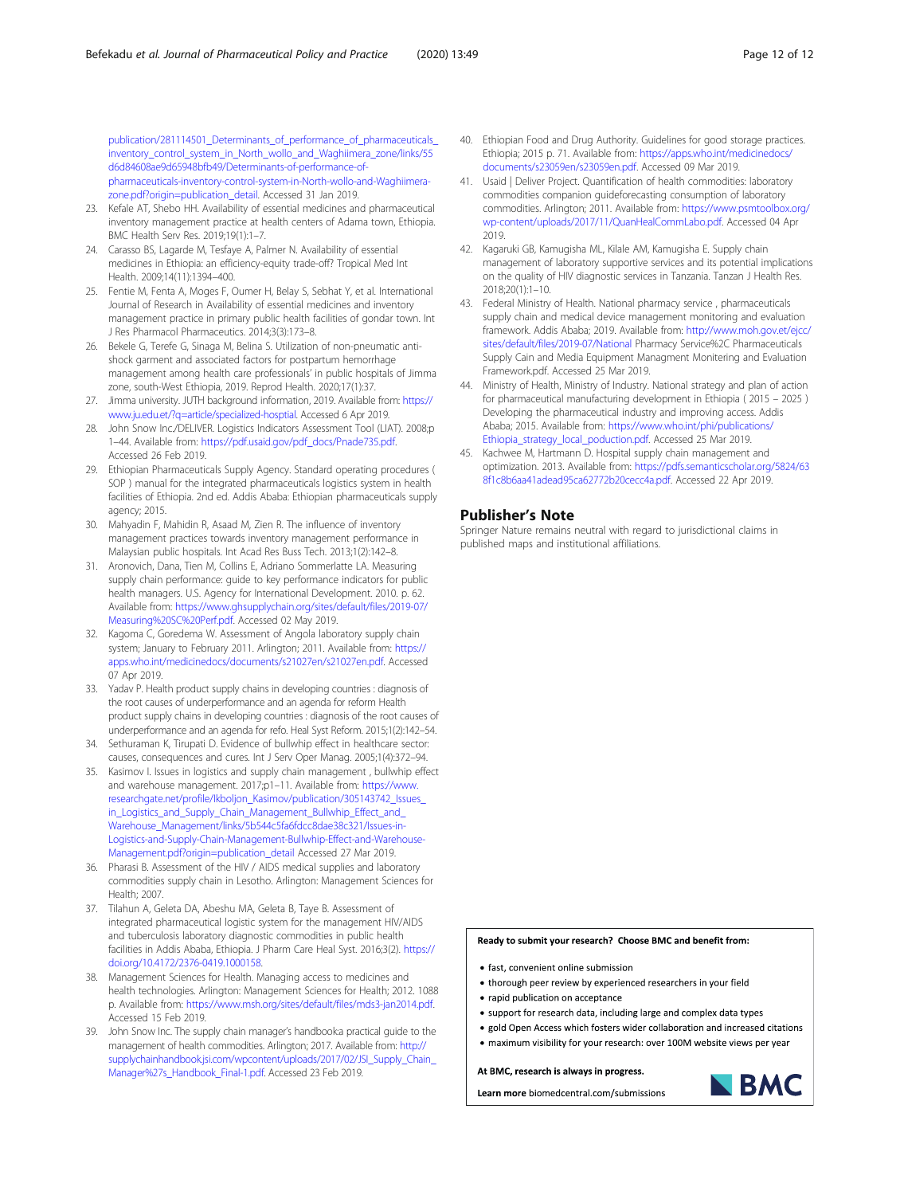publication/281114501_Determinants_of_performance_of_pharmaceuticals_inventory_control_system_in_North_wollo_and_Waghiimera_zone/links/55d6d84608ae9d65948bfb49/Determinants-of-performance-of-pharmaceuticals-inventory-control-system-in-North-wollo-and-Waghiimera-zone.pdf?origin=publication_detail. Accessed 31 Jan 2019.

23. Kefale AT, Shebo HH. Availability of essential medicines and pharmaceutical inventory management practice at health centers of Adama town, Ethiopia. BMC Health Serv Res. 2019;19(1):1–7.
24. Carasso BS, Lagarde M, Tesfaye A, Palmer N. Availability of essential medicines in Ethiopia: an efficiency-equity trade-off? Tropical Med Int Health. 2009;14(11):1394–400.
25. Fentie M, Fenta A, Moges F, Oumer H, Belay S, Sebhat Y, et al. International Journal of Research in Availability of essential medicines and inventory management practice in primary public health facilities of gondar town. Int J Res Pharmacol Pharmaceutics. 2014;3(3):173–8.
26. Bekele G, Terefe G, Sinaga M, Belina S. Utilization of non-pneumatic anti-shock garment and associated factors for postpartum hemorrhage management among health care professionals' in public hospitals of Jimma zone, south-West Ethiopia, 2019. Reprod Health. 2020;17(1):37.
27. Jimma university. JUTH background information, 2019. Available from: https://www.ju.edu.et/?q=article/specialized-hosptial. Accessed 6 Apr 2019.
28. John Snow Inc./DELIVER. Logistics Indicators Assessment Tool (LIAT). 2008;p 1–44. Available from: https://pdf.usaid.gov/pdf_docs/Pnade735.pdf. Accessed 26 Feb 2019.
29. Ethiopian Pharmaceuticals Supply Agency. Standard operating procedures ( SOP ) manual for the integrated pharmaceuticals logistics system in health facilities of Ethiopia. 2nd ed. Addis Ababa: Ethiopian pharmaceuticals supply agency; 2015.
30. Mahyadin F, Mahidin R, Asaad M, Zien R. The influence of inventory management practices towards inventory management performance in Malaysian public hospitals. Int Acad Res Buss Tech. 2013;1(2):142–8.
31. Aronovich, Dana, Tien M, Collins E, Adriano Sommerlatte LA. Measuring supply chain performance: guide to key performance indicators for public health managers. U.S. Agency for International Development. 2010. p. 62. Available from: https://www.ghsupplychain.org/sites/default/files/2019-07/Measuring%20SC%20Perf.pdf. Accessed 02 May 2019.
32. Kagoma C, Goredema W. Assessment of Angola laboratory supply chain system; January to February 2011. Arlington; 2011. Available from: https://apps.who.int/medicinedocs/documents/s21027en/s21027en.pdf. Accessed 07 Apr 2019.
33. Yadav P. Health product supply chains in developing countries : diagnosis of the root causes of underperformance and an agenda for reform Health product supply chains in developing countries : diagnosis of the root causes of underperformance and an agenda for refo. Heal Syst Reform. 2015;1(2):142–54.
34. Sethuraman K, Tirupati D. Evidence of bullwhip effect in healthcare sector: causes, consequences and cures. Int J Serv Oper Manag. 2005;1(4):372–94.
35. Kasimov I. Issues in logistics and supply chain management , bullwhip effect and warehouse management. 2017;p1–11. Available from: https://www.researchgate.net/profile/Ikboljon_Kasimov/publication/305143742_Issues_in_Logistics_and_Supply_Chain_Management_Bullwhip_Effect_and_Warehouse_Management/links/5b544c5fa6fdcc8dae38c321/Issues-in-Logistics-and-Supply-Chain-Management-Bullwhip-Effect-and-Warehouse-Management.pdf?origin=publication_detail Accessed 27 Mar 2019.
36. Pharasi B. Assessment of the HIV / AIDS medical supplies and laboratory commodities supply chain in Lesotho. Arlington: Management Sciences for Health; 2007.
37. Tilahun A, Geleta DA, Abeshu MA, Geleta B, Taye B. Assessment of integrated pharmaceutical logistic system for the management HIV/AIDS and tuberculosis laboratory diagnostic commodities in public health facilities in Addis Ababa, Ethiopia. J Pharm Care Heal Syst. 2016;3(2). https://doi.org/10.4172/2376-0419.1000158.
38. Management Sciences for Health. Managing access to medicines and health technologies. Arlington: Management Sciences for Health; 2012. 1088 p. Available from: https://www.msh.org/sites/default/files/mds3-jan2014.pdf. Accessed 15 Feb 2019.
39. John Snow Inc. The supply chain manager's handbooka practical guide to the management of health commodities. Arlington; 2017. Available from: http://supplychainhandbook.jsi.com/wpcontent/uploads/2017/02/JSI_Supply_Chain_Manager%27s_Handbook_Final-1.pdf. Accessed 23 Feb 2019.
40. Ethiopian Food and Drug Authority. Guidelines for good storage practices. Ethiopia; 2015 p. 71. Available from: https://apps.who.int/medicinedocs/documents/s23059en/s23059en.pdf. Accessed 09 Mar 2019.
41. Usaid | Deliver Project. Quantification of health commodities: laboratory commodities companion guideforecasting consumption of laboratory commodities. Arlington; 2011. Available from: https://www.psmtoolbox.org/wp-content/uploads/2017/11/QuanHealCommLabo.pdf. Accessed 04 Apr 2019.
42. Kagaruki GB, Kamugisha ML, Kilale AM, Kamugisha E. Supply chain management of laboratory supportive services and its potential implications on the quality of HIV diagnostic services in Tanzania. Tanzan J Health Res. 2018;20(1):1–10.
43. Federal Ministry of Health. National pharmacy service , pharmaceuticals supply chain and medical device management monitoring and evaluation framework. Addis Ababa; 2019. Available from: http://www.moh.gov.et/ejcc/sites/default/files/2019-07/National Pharmacy Service%2C Pharmaceuticals Supply Cain and Media Equipment Managment Monitering and Evaluation Framework.pdf. Accessed 25 Mar 2019.
44. Ministry of Health, Ministry of Industry. National strategy and plan of action for pharmaceutical manufacturing development in Ethiopia ( 2015 – 2025 ) Developing the pharmaceutical industry and improving access. Addis Ababa; 2015. Available from: https://www.who.int/phi/publications/Ethiopia_strategy_local_poduction.pdf. Accessed 25 Mar 2019.
45. Kachwee M, Hartmann D. Hospital supply chain management and optimization. 2013. Available from: https://pdfs.semanticscholar.org/5824/638f1c8b6aa41adead95ca62772b20cecc4a.pdf. Accessed 22 Apr 2019.

## Publisher's Note

Springer Nature remains neutral with regard to jurisdictional claims in published maps and institutional affiliations.

**Ready to submit your research? Choose BMC and benefit from:**

- fast, convenient online submission
- thorough peer review by experienced researchers in your field
- rapid publication on acceptance
- support for research data, including large and complex data types
- gold Open Access which fosters wider collaboration and increased citations
- maximum visibility for your research: over 100M website views per year

**At BMC, research is always in progress.**

**Learn more** biomedcentral.com/submissions

BMC